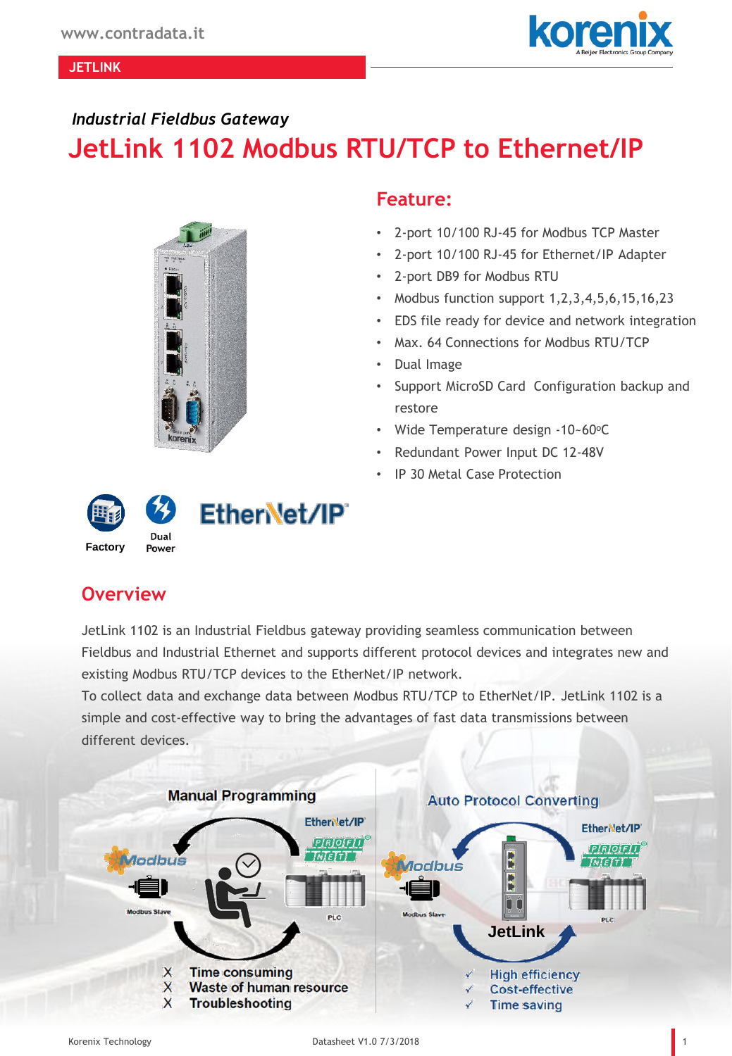*Industrial Fieldbus Gateway*

# JetLink 1102 Modbus RTU/TCP to Ethernet/IP

## Feature:

- 2-port 10/100 RJ-45 for Modbus TCP Master
- 2-port 10/100 RJ-45 for Ethernet/IP Adapter
- 2-port DB9 for Modbus RTU
- Modbus function support 1,2,3,4,5,6,15,16,23
- EDS file ready for device and network integration
- Max. 64 Connections for Modbus RTU/TCP
- Dual Image
- Support MicroSD Card Configuration backup and restore
- Wide Temperature design -10~60°C
- Redundant Power Input DC 12-48V
- IP 30 Metal Case Protection

Factory

Dual Power

EtherNet/IP

## Overview

JetLink 1102 is an Industrial Fieldbus gateway providing seamless communication between Fieldbus and Industrial Ethernet and supports different protocol devices and integrates new and existing Modbus RTU/TCP devices to the EtherNet/IP network.

To collect data and exchange data between Modbus RTU/TCP to EtherNet/IP. JetLink 1102 is a simple and cost-effective way to bring the advantages of fast data transmissions between different devices.

**Manual Programming**

- X Time consuming
- X Waste of human resource
- X Troubleshooting

**Auto Protocol Converting**

- ✓ High efficiency
- ✓ Cost-effective
- ✓ Time saving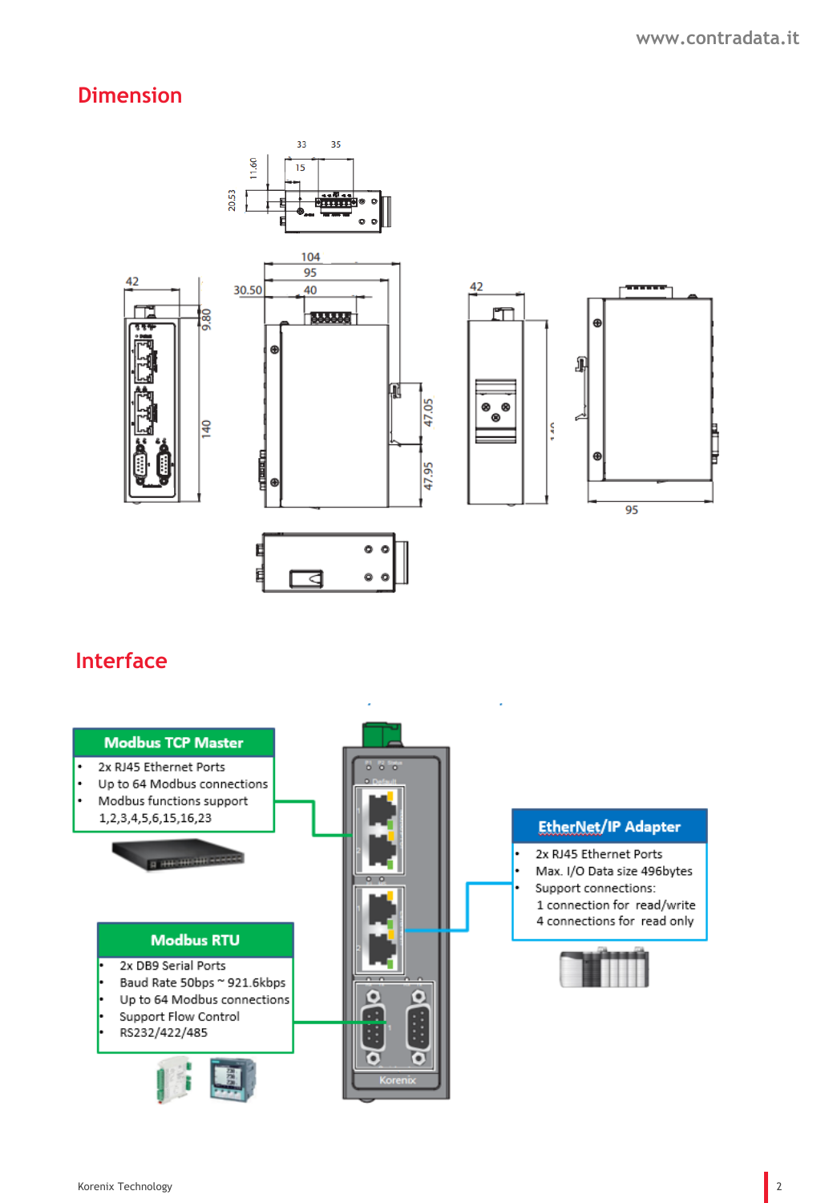## Dimension

## Interface

**Modbus TCP Master**

- 2x RJ45 Ethernet Ports
- Up to 64 Modbus connections
- Modbus functions support 1,2,3,4,5,6,15,16,23

**Modbus RTU**

- 2x DB9 Serial Ports
- Baud Rate 50bps ~ 921.6kbps
- Up to 64 Modbus connections
- Support Flow Control
- RS232/422/485

**EtherNet/IP Adapter**

- 2x RJ45 Ethernet Ports
- Max. I/O Data size 496bytes
- Support connections:
  1 connection for read/write
  4 connections for read only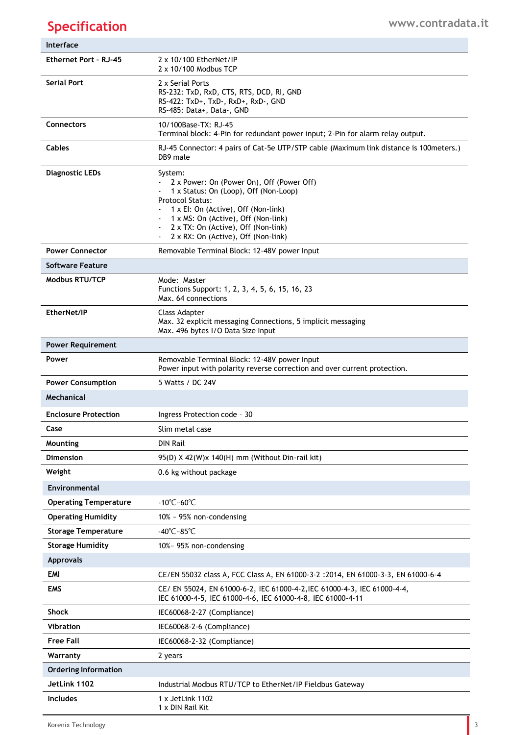## Specification

| | |
|---|---|
| **Interface** | |
| **Ethernet Port - RJ-45** | 2 x 10/100 EtherNet/IP<br>2 x 10/100 Modbus TCP |
| **Serial Port** | 2 x Serial Ports<br>RS-232: TxD, RxD, CTS, RTS, DCD, RI, GND<br>RS-422: TxD+, TxD-, RxD+, RxD-, GND<br>RS-485: Data+, Data-, GND |
| **Connectors** | 10/100Base-TX: RJ-45<br>Terminal block: 4-Pin for redundant power input; 2-Pin for alarm relay output. |
| **Cables** | RJ-45 Connector: 4 pairs of Cat-5e UTP/STP cable (Maximum link distance is 100meters.)<br>DB9 male |
| **Diagnostic LEDs** | System:<br>- 2 x Power: On (Power On), Off (Power Off)<br>- 1 x Status: On (Loop), Off (Non-Loop)<br>Protocol Status:<br>- 1 x EI: On (Active), Off (Non-link)<br>- 1 x MS: On (Active), Off (Non-link)<br>- 2 x TX: On (Active), Off (Non-link)<br>- 2 x RX: On (Active), Off (Non-link) |
| **Power Connector** | Removable Terminal Block: 12-48V power Input |
| **Software Feature** | |
| **Modbus RTU/TCP** | Mode: Master<br>Functions Support: 1, 2, 3, 4, 5, 6, 15, 16, 23<br>Max. 64 connections |
| **EtherNet/IP** | Class Adapter<br>Max. 32 explicit messaging Connections, 5 implicit messaging<br>Max. 496 bytes I/O Data Size Input |
| **Power Requirement** | |
| **Power** | Removable Terminal Block: 12-48V power Input<br>Power input with polarity reverse correction and over current protection. |
| **Power Consumption** | 5 Watts / DC 24V |
| **Mechanical** | |
| **Enclosure Protection** | Ingress Protection code - 30 |
| **Case** | Slim metal case |
| **Mounting** | DIN Rail |
| **Dimension** | 95(D) X 42(W)x 140(H) mm (Without Din-rail kit) |
| **Weight** | 0.6 kg without package |
| **Environmental** | |
| **Operating Temperature** | -10℃~60℃ |
| **Operating Humidity** | 10% ~ 95% non-condensing |
| **Storage Temperature** | -40℃~85℃ |
| **Storage Humidity** | 10%~ 95% non-condensing |
| **Approvals** | |
| **EMI** | CE/EN 55032 class A, FCC Class A, EN 61000-3-2 :2014, EN 61000-3-3, EN 61000-6-4 |
| **EMS** | CE/ EN 55024, EN 61000-6-2, IEC 61000-4-2,IEC 61000-4-3, IEC 61000-4-4,<br>IEC 61000-4-5, IEC 61000-4-6, IEC 61000-4-8, IEC 61000-4-11 |
| **Shock** | IEC60068-2-27 (Compliance) |
| **Vibration** | IEC60068-2-6 (Compliance) |
| **Free Fall** | IEC60068-2-32 (Compliance) |
| **Warranty** | 2 years |
| **Ordering Information** | |
| **JetLink 1102** | Industrial Modbus RTU/TCP to EtherNet/IP Fieldbus Gateway |
| **Includes** | 1 x JetLink 1102<br>1 x DIN Rail Kit |